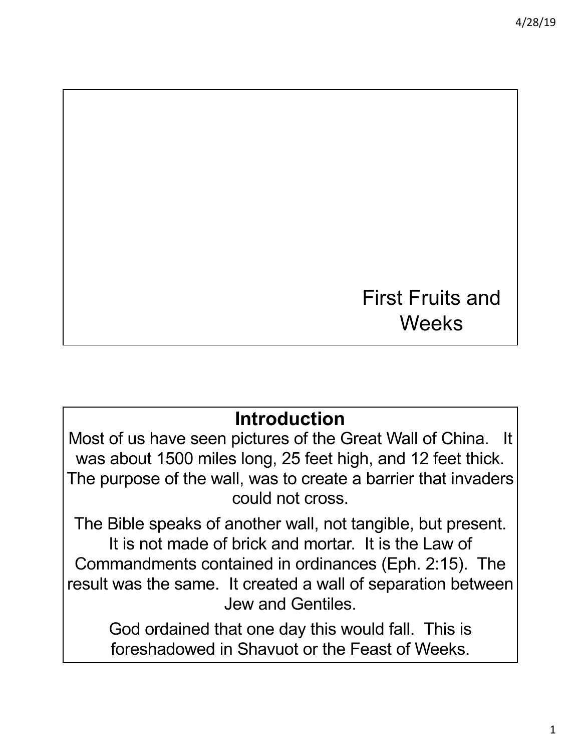# First Fruits and Weeks

## Introduction

Most of us have seen pictures of the Great Wall of China. It was about 1500 miles long, 25 feet high, and 12 feet thick. The purpose of the wall, was to create a barrier that invaders could not cross.

The Bible speaks of another wall, not tangible, but present. It is not made of brick and mortar. It is the Law of Commandments contained in ordinances (Eph. 2:15). The result was the same. It created a wall of separation between Jew and Gentiles.

God ordained that one day this would fall. This is foreshadowed in Shavuot or the Feast of Weeks.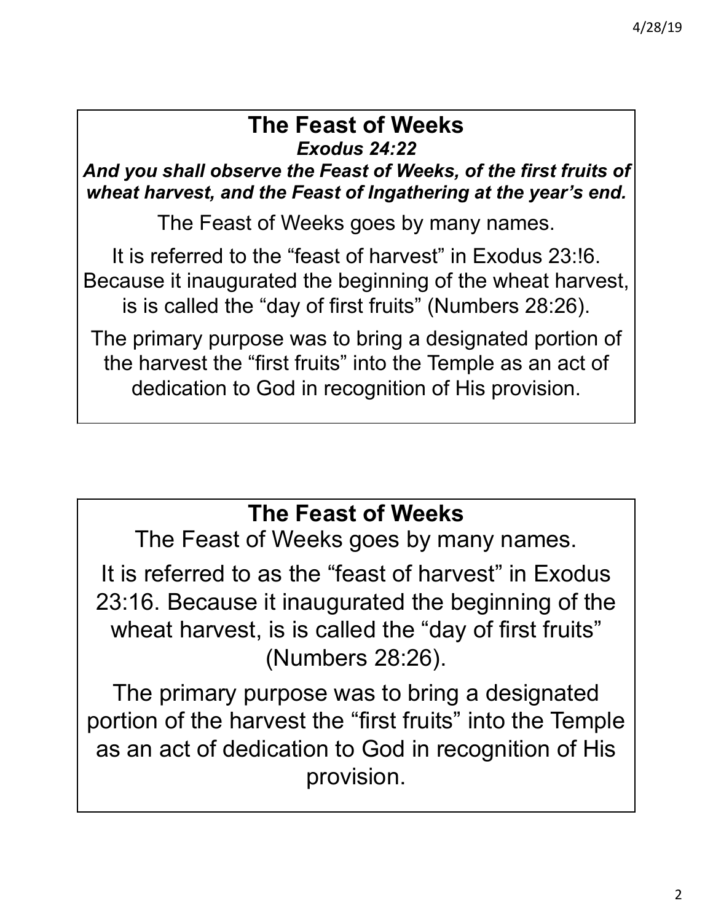## The Feast of Weeks

***Exodus 24:22***

***And you shall observe the Feast of Weeks, of the first fruits of wheat harvest, and the Feast of Ingathering at the year's end.***

The Feast of Weeks goes by many names.

It is referred to the "feast of harvest" in Exodus 23:!6. Because it inaugurated the beginning of the wheat harvest, is is called the "day of first fruits" (Numbers 28:26).

The primary purpose was to bring a designated portion of the harvest the "first fruits" into the Temple as an act of dedication to God in recognition of His provision.

## The Feast of Weeks

The Feast of Weeks goes by many names.

It is referred to as the "feast of harvest" in Exodus 23:16. Because it inaugurated the beginning of the wheat harvest, is is called the "day of first fruits" (Numbers 28:26).

The primary purpose was to bring a designated portion of the harvest the "first fruits" into the Temple as an act of dedication to God in recognition of His provision.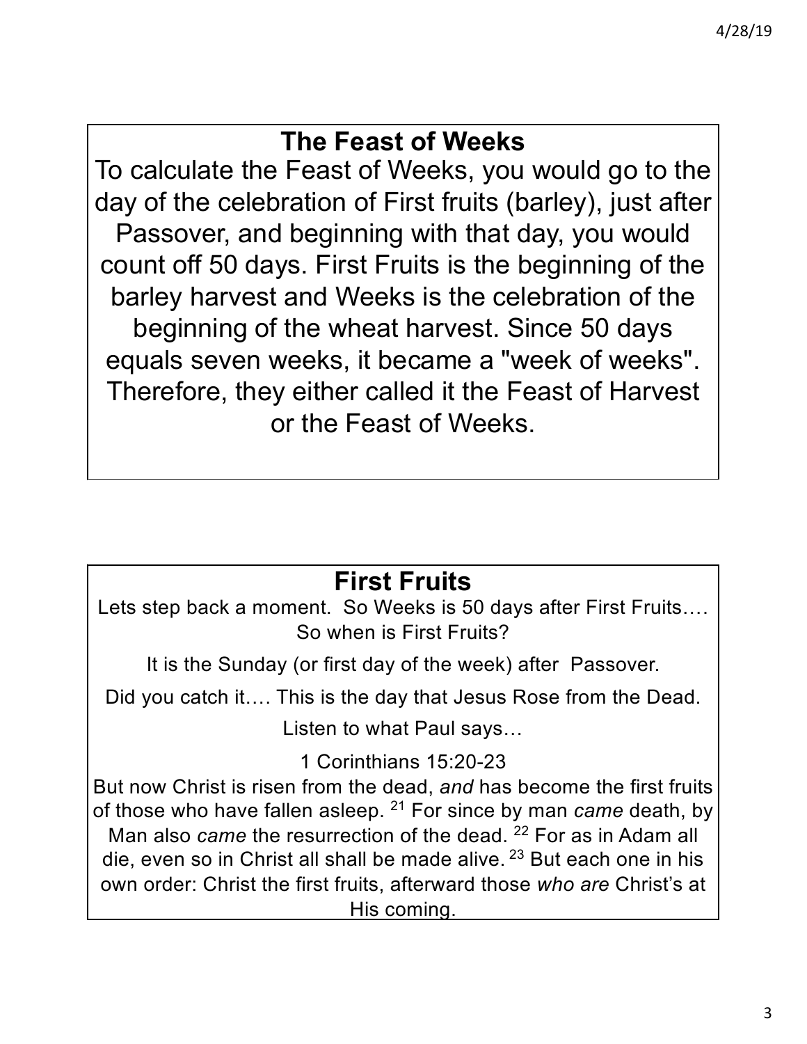## The Feast of Weeks

To calculate the Feast of Weeks, you would go to the day of the celebration of First fruits (barley), just after Passover, and beginning with that day, you would count off 50 days. First Fruits is the beginning of the barley harvest and Weeks is the celebration of the beginning of the wheat harvest. Since 50 days equals seven weeks, it became a "week of weeks". Therefore, they either called it the Feast of Harvest or the Feast of Weeks.

## First Fruits

Lets step back a moment. So Weeks is 50 days after First Fruits…. So when is First Fruits?

It is the Sunday (or first day of the week) after Passover.

Did you catch it…. This is the day that Jesus Rose from the Dead.

Listen to what Paul says…

1 Corinthians 15:20-23

But now Christ is risen from the dead, *and* has become the first fruits of those who have fallen asleep. [21] For since by man *came* death, by Man also *came* the resurrection of the dead. [22] For as in Adam all die, even so in Christ all shall be made alive. [23] But each one in his own order: Christ the first fruits, afterward those *who are* Christ's at His coming.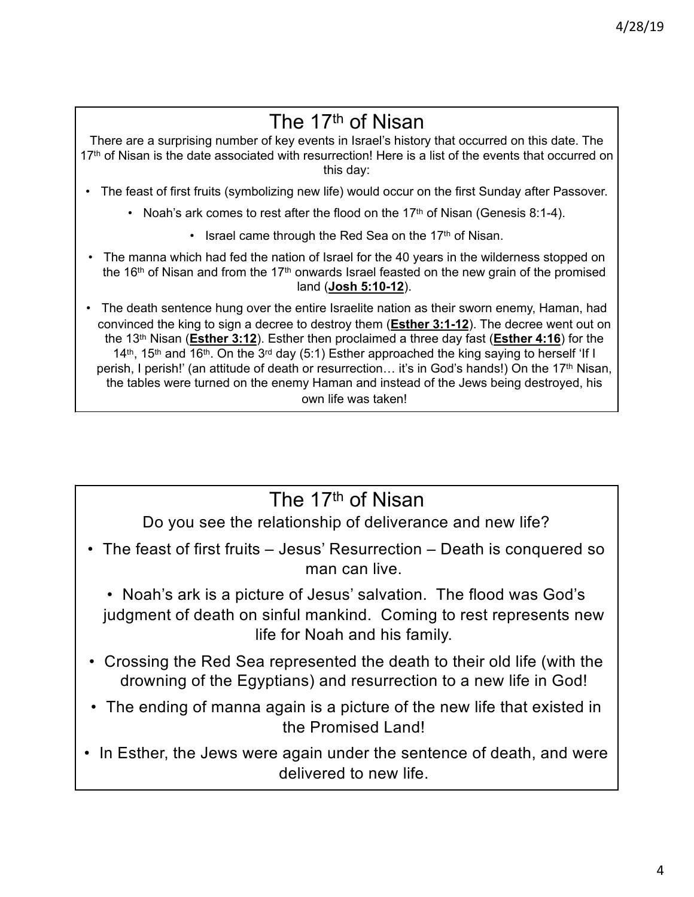## The 17th of Nisan

There are a surprising number of key events in Israel's history that occurred on this date. The 17th of Nisan is the date associated with resurrection! Here is a list of the events that occurred on this day:

- The feast of first fruits (symbolizing new life) would occur on the first Sunday after Passover.
- Noah's ark comes to rest after the flood on the 17th of Nisan (Genesis 8:1-4).
- Israel came through the Red Sea on the 17th of Nisan.
- The manna which had fed the nation of Israel for the 40 years in the wilderness stopped on the 16th of Nisan and from the 17th onwards Israel feasted on the new grain of the promised land (**Josh 5:10-12**).
- The death sentence hung over the entire Israelite nation as their sworn enemy, Haman, had convinced the king to sign a decree to destroy them (**Esther 3:1-12**). The decree went out on the 13th Nisan (**Esther 3:12**). Esther then proclaimed a three day fast (**Esther 4:16**) for the 14th, 15th and 16th. On the 3rd day (5:1) Esther approached the king saying to herself 'If I perish, I perish!' (an attitude of death or resurrection… it's in God's hands!) On the 17th Nisan, the tables were turned on the enemy Haman and instead of the Jews being destroyed, his own life was taken!

## The 17th of Nisan

Do you see the relationship of deliverance and new life?

- The feast of first fruits – Jesus' Resurrection – Death is conquered so man can live.
- Noah's ark is a picture of Jesus' salvation. The flood was God's judgment of death on sinful mankind. Coming to rest represents new life for Noah and his family.
- Crossing the Red Sea represented the death to their old life (with the drowning of the Egyptians) and resurrection to a new life in God!
- The ending of manna again is a picture of the new life that existed in the Promised Land!
- In Esther, the Jews were again under the sentence of death, and were delivered to new life.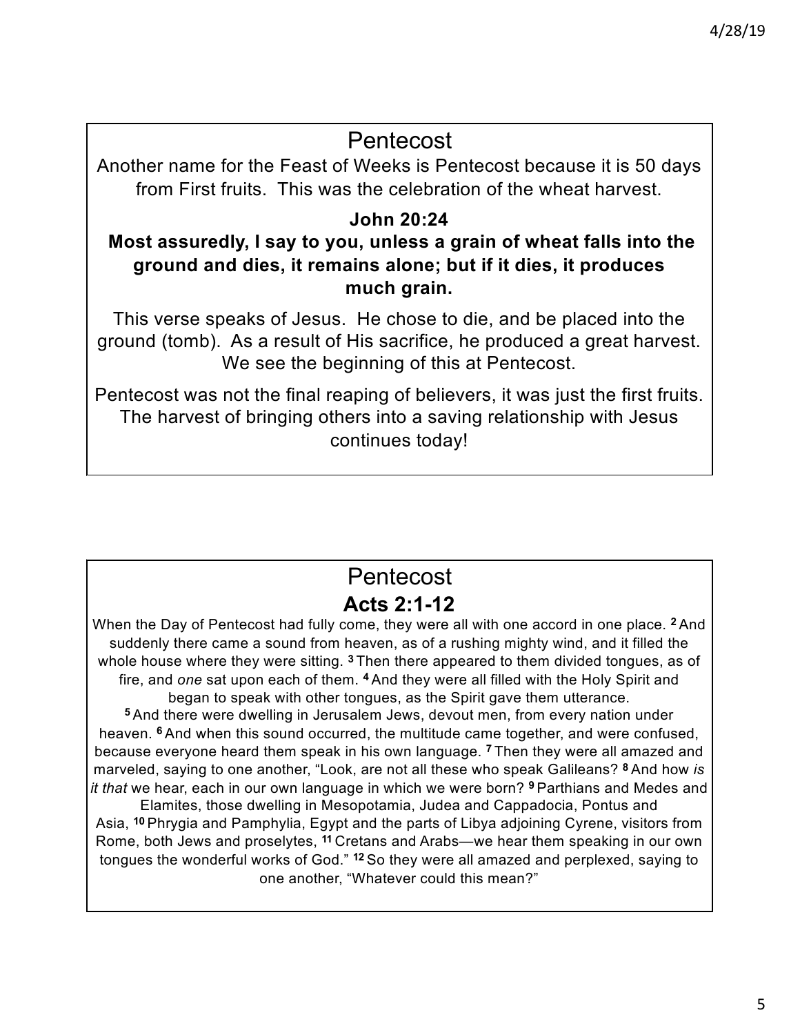## Pentecost

Another name for the Feast of Weeks is Pentecost because it is 50 days from First fruits. This was the celebration of the wheat harvest.

**John 20:24**

**Most assuredly, I say to you, unless a grain of wheat falls into the ground and dies, it remains alone; but if it dies, it produces much grain.**

This verse speaks of Jesus. He chose to die, and be placed into the ground (tomb). As a result of His sacrifice, he produced a great harvest. We see the beginning of this at Pentecost.

Pentecost was not the final reaping of believers, it was just the first fruits. The harvest of bringing others into a saving relationship with Jesus continues today!

## Pentecost

### Acts 2:1-12

When the Day of Pentecost had fully come, they were all with one accord in one place. **2** And suddenly there came a sound from heaven, as of a rushing mighty wind, and it filled the whole house where they were sitting. **3** Then there appeared to them divided tongues, as of fire, and *one* sat upon each of them. **4** And they were all filled with the Holy Spirit and began to speak with other tongues, as the Spirit gave them utterance. **5** And there were dwelling in Jerusalem Jews, devout men, from every nation under heaven. **6** And when this sound occurred, the multitude came together, and were confused, because everyone heard them speak in his own language. **7** Then they were all amazed and marveled, saying to one another, "Look, are not all these who speak Galileans? **8** And how *is it that* we hear, each in our own language in which we were born? **9** Parthians and Medes and Elamites, those dwelling in Mesopotamia, Judea and Cappadocia, Pontus and Asia, **10** Phrygia and Pamphylia, Egypt and the parts of Libya adjoining Cyrene, visitors from Rome, both Jews and proselytes, **11** Cretans and Arabs—we hear them speaking in our own tongues the wonderful works of God." **12** So they were all amazed and perplexed, saying to one another, "Whatever could this mean?"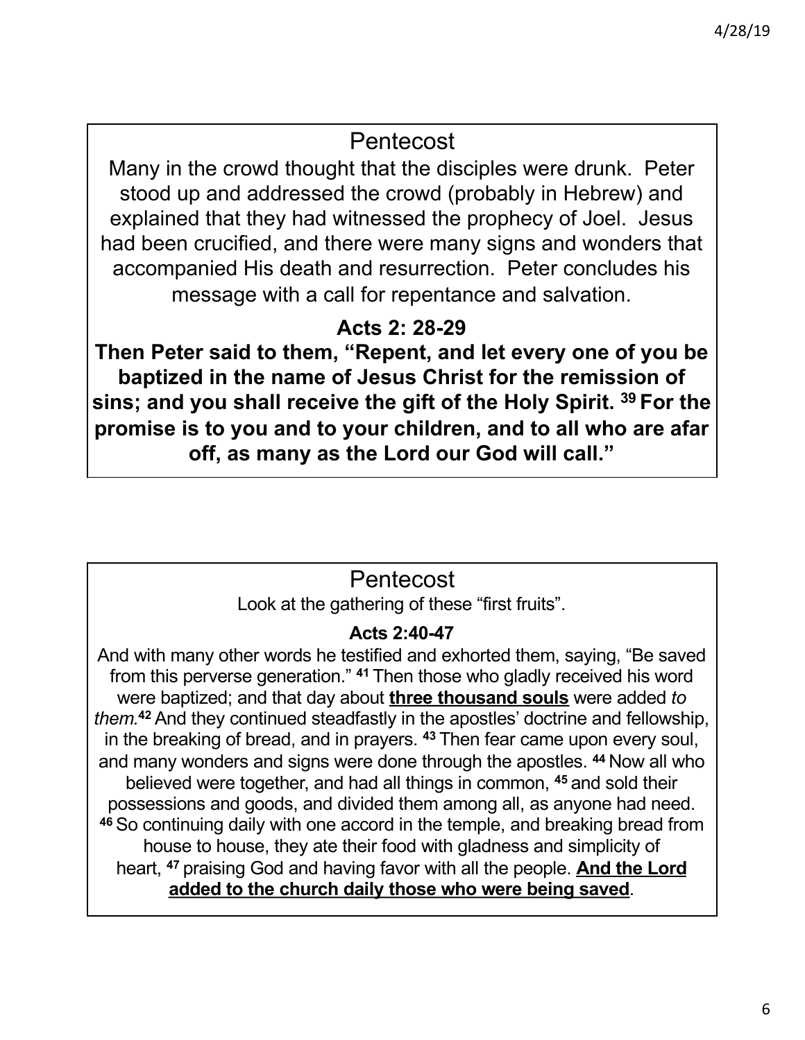## Pentecost

Many in the crowd thought that the disciples were drunk. Peter stood up and addressed the crowd (probably in Hebrew) and explained that they had witnessed the prophecy of Joel. Jesus had been crucified, and there were many signs and wonders that accompanied His death and resurrection. Peter concludes his message with a call for repentance and salvation.

**Acts 2: 28-29**

**Then Peter said to them, "Repent, and let every one of you be baptized in the name of Jesus Christ for the remission of sins; and you shall receive the gift of the Holy Spirit. 39 For the promise is to you and to your children, and to all who are afar off, as many as the Lord our God will call."**

## Pentecost

Look at the gathering of these "first fruits".

**Acts 2:40-47**

And with many other words he testified and exhorted them, saying, "Be saved from this perverse generation." **41** Then those who gladly received his word were baptized; and that day about **<u>three thousand souls</u>** were added *to them.* **42** And they continued steadfastly in the apostles' doctrine and fellowship, in the breaking of bread, and in prayers. **43** Then fear came upon every soul, and many wonders and signs were done through the apostles. **44** Now all who believed were together, and had all things in common, **45** and sold their possessions and goods, and divided them among all, as anyone had need. **46** So continuing daily with one accord in the temple, and breaking bread from house to house, they ate their food with gladness and simplicity of heart, **47** praising God and having favor with all the people. **<u>And the Lord added to the church daily those who were being saved</u>**.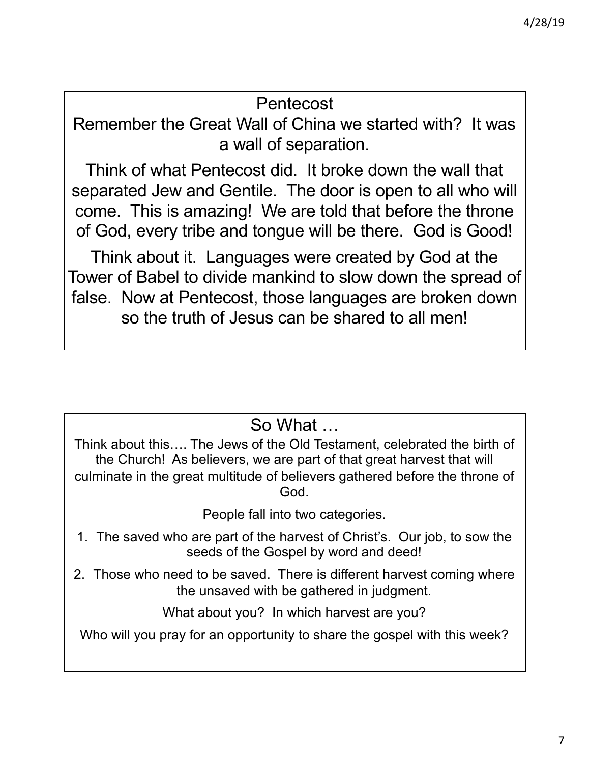## Pentecost

Remember the Great Wall of China we started with? It was a wall of separation.

Think of what Pentecost did. It broke down the wall that separated Jew and Gentile. The door is open to all who will come. This is amazing! We are told that before the throne of God, every tribe and tongue will be there. God is Good!

Think about it. Languages were created by God at the Tower of Babel to divide mankind to slow down the spread of false. Now at Pentecost, those languages are broken down so the truth of Jesus can be shared to all men!

## So What …

Think about this…. The Jews of the Old Testament, celebrated the birth of the Church! As believers, we are part of that great harvest that will culminate in the great multitude of believers gathered before the throne of God.

People fall into two categories.

1. The saved who are part of the harvest of Christ's. Our job, to sow the seeds of the Gospel by word and deed!
2. Those who need to be saved. There is different harvest coming where the unsaved with be gathered in judgment.

What about you? In which harvest are you?

Who will you pray for an opportunity to share the gospel with this week?